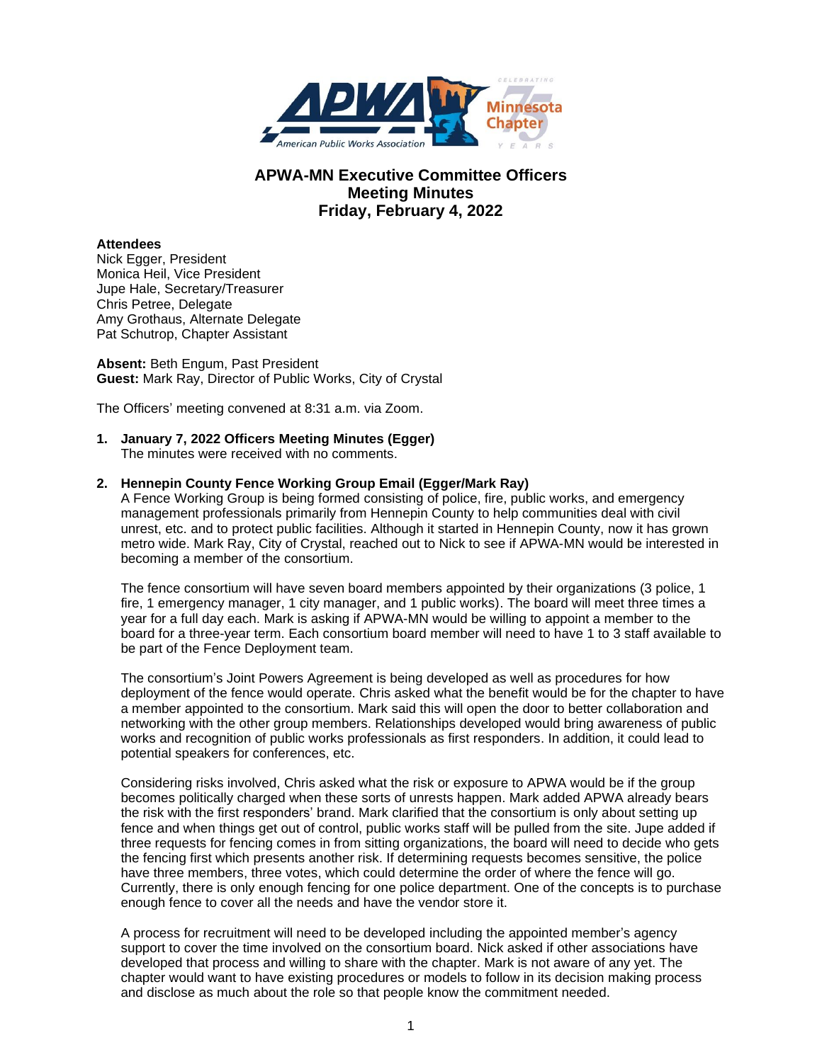# APWA-MN Executive Committee Officers
# Meeting Minutes
# Friday, February 4, 2022

**Attendees**
Nick Egger, President
Monica Heil, Vice President
Jupe Hale, Secretary/Treasurer
Chris Petree, Delegate
Amy Grothaus, Alternate Delegate
Pat Schutrop, Chapter Assistant

**Absent:** Beth Engum, Past President
**Guest:** Mark Ray, Director of Public Works, City of Crystal

The Officers' meeting convened at 8:31 a.m. via Zoom.

1. **January 7, 2022 Officers Meeting Minutes (Egger)**
   The minutes were received with no comments.

2. **Hennepin County Fence Working Group Email (Egger/Mark Ray)**
   A Fence Working Group is being formed consisting of police, fire, public works, and emergency management professionals primarily from Hennepin County to help communities deal with civil unrest, etc. and to protect public facilities. Although it started in Hennepin County, now it has grown metro wide. Mark Ray, City of Crystal, reached out to Nick to see if APWA-MN would be interested in becoming a member of the consortium.

   The fence consortium will have seven board members appointed by their organizations (3 police, 1 fire, 1 emergency manager, 1 city manager, and 1 public works). The board will meet three times a year for a full day each. Mark is asking if APWA-MN would be willing to appoint a member to the board for a three-year term. Each consortium board member will need to have 1 to 3 staff available to be part of the Fence Deployment team.

   The consortium's Joint Powers Agreement is being developed as well as procedures for how deployment of the fence would operate. Chris asked what the benefit would be for the chapter to have a member appointed to the consortium. Mark said this will open the door to better collaboration and networking with the other group members. Relationships developed would bring awareness of public works and recognition of public works professionals as first responders. In addition, it could lead to potential speakers for conferences, etc.

   Considering risks involved, Chris asked what the risk or exposure to APWA would be if the group becomes politically charged when these sorts of unrests happen. Mark added APWA already bears the risk with the first responders' brand. Mark clarified that the consortium is only about setting up fence and when things get out of control, public works staff will be pulled from the site. Jupe added if three requests for fencing comes in from sitting organizations, the board will need to decide who gets the fencing first which presents another risk. If determining requests becomes sensitive, the police have three members, three votes, which could determine the order of where the fence will go. Currently, there is only enough fencing for one police department. One of the concepts is to purchase enough fence to cover all the needs and have the vendor store it.

   A process for recruitment will need to be developed including the appointed member's agency support to cover the time involved on the consortium board. Nick asked if other associations have developed that process and willing to share with the chapter. Mark is not aware of any yet. The chapter would want to have existing procedures or models to follow in its decision making process and disclose as much about the role so that people know the commitment needed.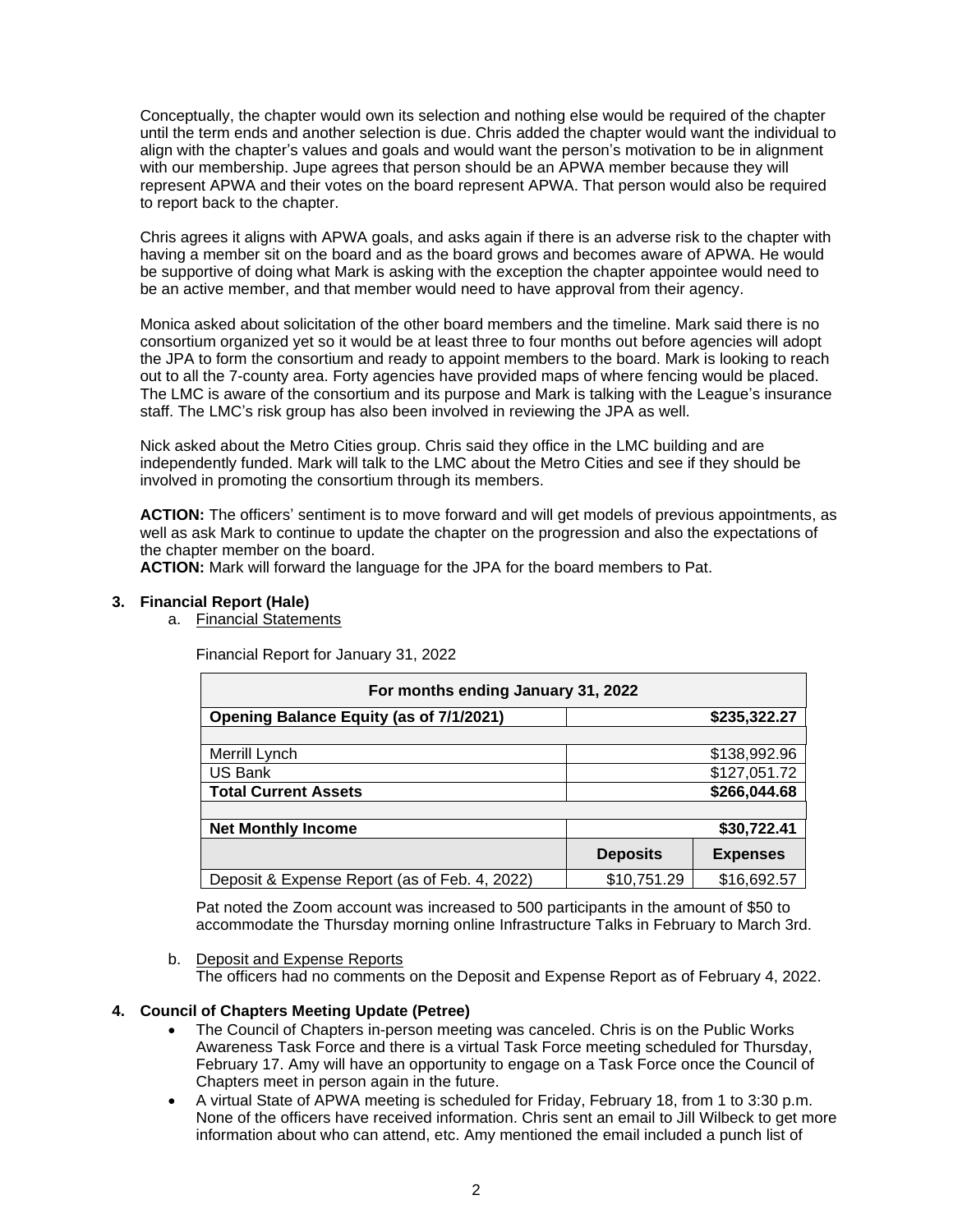Conceptually, the chapter would own its selection and nothing else would be required of the chapter until the term ends and another selection is due. Chris added the chapter would want the individual to align with the chapter's values and goals and would want the person's motivation to be in alignment with our membership. Jupe agrees that person should be an APWA member because they will represent APWA and their votes on the board represent APWA. That person would also be required to report back to the chapter.

Chris agrees it aligns with APWA goals, and asks again if there is an adverse risk to the chapter with having a member sit on the board and as the board grows and becomes aware of APWA. He would be supportive of doing what Mark is asking with the exception the chapter appointee would need to be an active member, and that member would need to have approval from their agency.

Monica asked about solicitation of the other board members and the timeline. Mark said there is no consortium organized yet so it would be at least three to four months out before agencies will adopt the JPA to form the consortium and ready to appoint members to the board. Mark is looking to reach out to all the 7-county area. Forty agencies have provided maps of where fencing would be placed. The LMC is aware of the consortium and its purpose and Mark is talking with the League's insurance staff. The LMC's risk group has also been involved in reviewing the JPA as well.

Nick asked about the Metro Cities group. Chris said they office in the LMC building and are independently funded. Mark will talk to the LMC about the Metro Cities and see if they should be involved in promoting the consortium through its members.

**ACTION:** The officers' sentiment is to move forward and will get models of previous appointments, as well as ask Mark to continue to update the chapter on the progression and also the expectations of the chapter member on the board.
**ACTION:** Mark will forward the language for the JPA for the board members to Pat.

**3. Financial Report (Hale)**

a. Financial Statements

Financial Report for January 31, 2022

| For months ending January 31, 2022 | | |
|---|---|---|
| **Opening Balance Equity (as of 7/1/2021)** | | **$235,322.27** |
| | | |
| Merrill Lynch | | $138,992.96 |
| US Bank | | $127,051.72 |
| **Total Current Assets** | | **$266,044.68** |
| | | |
| **Net Monthly Income** | | **$30,722.41** |
| | **Deposits** | **Expenses** |
| Deposit & Expense Report (as of Feb. 4, 2022) | $10,751.29 | $16,692.57 |

Pat noted the Zoom account was increased to 500 participants in the amount of $50 to accommodate the Thursday morning online Infrastructure Talks in February to March 3rd.

b. Deposit and Expense Reports

The officers had no comments on the Deposit and Expense Report as of February 4, 2022.

**4. Council of Chapters Meeting Update (Petree)**

- The Council of Chapters in-person meeting was canceled. Chris is on the Public Works Awareness Task Force and there is a virtual Task Force meeting scheduled for Thursday, February 17. Amy will have an opportunity to engage on a Task Force once the Council of Chapters meet in person again in the future.
- A virtual State of APWA meeting is scheduled for Friday, February 18, from 1 to 3:30 p.m. None of the officers have received information. Chris sent an email to Jill Wilbeck to get more information about who can attend, etc. Amy mentioned the email included a punch list of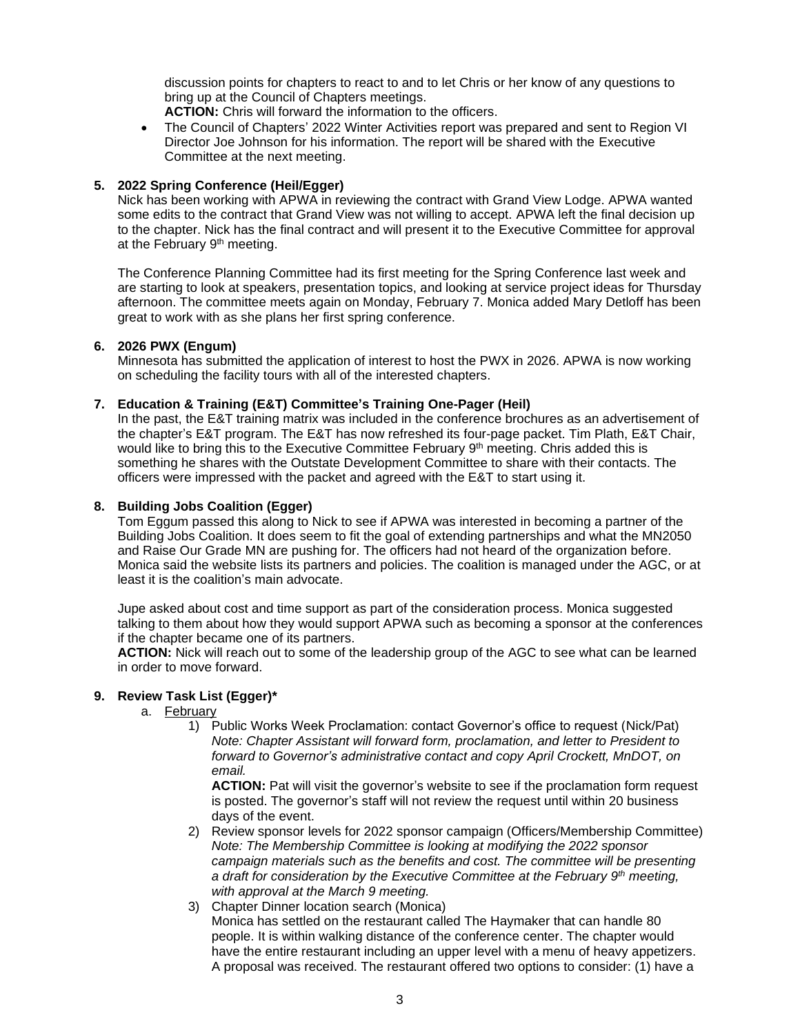discussion points for chapters to react to and to let Chris or her know of any questions to bring up at the Council of Chapters meetings.
**ACTION:** Chris will forward the information to the officers.

- The Council of Chapters' 2022 Winter Activities report was prepared and sent to Region VI Director Joe Johnson for his information. The report will be shared with the Executive Committee at the next meeting.

**5. 2022 Spring Conference (Heil/Egger)**

Nick has been working with APWA in reviewing the contract with Grand View Lodge. APWA wanted some edits to the contract that Grand View was not willing to accept. APWA left the final decision up to the chapter. Nick has the final contract and will present it to the Executive Committee for approval at the February 9th meeting.

The Conference Planning Committee had its first meeting for the Spring Conference last week and are starting to look at speakers, presentation topics, and looking at service project ideas for Thursday afternoon. The committee meets again on Monday, February 7. Monica added Mary Detloff has been great to work with as she plans her first spring conference.

**6. 2026 PWX (Engum)**

Minnesota has submitted the application of interest to host the PWX in 2026. APWA is now working on scheduling the facility tours with all of the interested chapters.

**7. Education & Training (E&T) Committee's Training One-Pager (Heil)**

In the past, the E&T training matrix was included in the conference brochures as an advertisement of the chapter's E&T program. The E&T has now refreshed its four-page packet. Tim Plath, E&T Chair, would like to bring this to the Executive Committee February 9th meeting. Chris added this is something he shares with the Outstate Development Committee to share with their contacts. The officers were impressed with the packet and agreed with the E&T to start using it.

**8. Building Jobs Coalition (Egger)**

Tom Eggum passed this along to Nick to see if APWA was interested in becoming a partner of the Building Jobs Coalition. It does seem to fit the goal of extending partnerships and what the MN2050 and Raise Our Grade MN are pushing for. The officers had not heard of the organization before. Monica said the website lists its partners and policies. The coalition is managed under the AGC, or at least it is the coalition's main advocate.

Jupe asked about cost and time support as part of the consideration process. Monica suggested talking to them about how they would support APWA such as becoming a sponsor at the conferences if the chapter became one of its partners.
**ACTION:** Nick will reach out to some of the leadership group of the AGC to see what can be learned in order to move forward.

**9. Review Task List (Egger)***

a. <u>February</u>

1) Public Works Week Proclamation: contact Governor's office to request (Nick/Pat)
*Note: Chapter Assistant will forward form, proclamation, and letter to President to forward to Governor's administrative contact and copy April Crockett, MnDOT, on email.*
**ACTION:** Pat will visit the governor's website to see if the proclamation form request is posted. The governor's staff will not review the request until within 20 business days of the event.

2) Review sponsor levels for 2022 sponsor campaign (Officers/Membership Committee)
*Note: The Membership Committee is looking at modifying the 2022 sponsor campaign materials such as the benefits and cost. The committee will be presenting a draft for consideration by the Executive Committee at the February 9th meeting, with approval at the March 9 meeting.*

3) Chapter Dinner location search (Monica)
Monica has settled on the restaurant called The Haymaker that can handle 80 people. It is within walking distance of the conference center. The chapter would have the entire restaurant including an upper level with a menu of heavy appetizers. A proposal was received. The restaurant offered two options to consider: (1) have a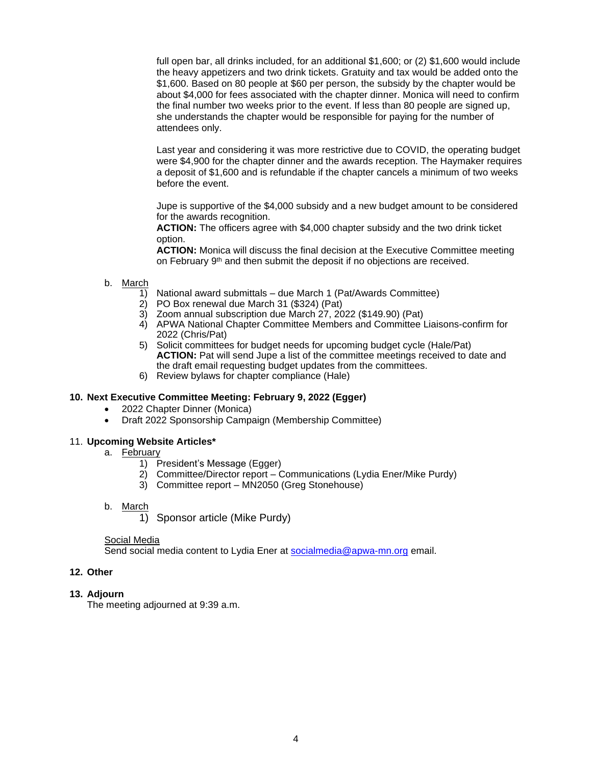full open bar, all drinks included, for an additional $1,600; or (2) $1,600 would include the heavy appetizers and two drink tickets. Gratuity and tax would be added onto the $1,600. Based on 80 people at $60 per person, the subsidy by the chapter would be about $4,000 for fees associated with the chapter dinner. Monica will need to confirm the final number two weeks prior to the event. If less than 80 people are signed up, she understands the chapter would be responsible for paying for the number of attendees only.

Last year and considering it was more restrictive due to COVID, the operating budget were $4,900 for the chapter dinner and the awards reception. The Haymaker requires a deposit of $1,600 and is refundable if the chapter cancels a minimum of two weeks before the event.

Jupe is supportive of the $4,000 subsidy and a new budget amount to be considered for the awards recognition.

**ACTION:** The officers agree with $4,000 chapter subsidy and the two drink ticket option.

**ACTION:** Monica will discuss the final decision at the Executive Committee meeting on February 9th and then submit the deposit if no objections are received.

b. March

1) National award submittals – due March 1 (Pat/Awards Committee)
2) PO Box renewal due March 31 ($324) (Pat)
3) Zoom annual subscription due March 27, 2022 ($149.90) (Pat)
4) APWA National Chapter Committee Members and Committee Liaisons-confirm for 2022 (Chris/Pat)
5) Solicit committees for budget needs for upcoming budget cycle (Hale/Pat)
   **ACTION:** Pat will send Jupe a list of the committee meetings received to date and the draft email requesting budget updates from the committees.
6) Review bylaws for chapter compliance (Hale)

**10. Next Executive Committee Meeting: February 9, 2022 (Egger)**

- 2022 Chapter Dinner (Monica)
- Draft 2022 Sponsorship Campaign (Membership Committee)

11. **Upcoming Website Articles***

a. February

1) President's Message (Egger)
2) Committee/Director report – Communications (Lydia Ener/Mike Purdy)
3) Committee report – MN2050 (Greg Stonehouse)

b. March

1) Sponsor article (Mike Purdy)

Social Media

Send social media content to Lydia Ener at socialmedia@apwa-mn.org email.

**12. Other**

**13. Adjourn**

The meeting adjourned at 9:39 a.m.